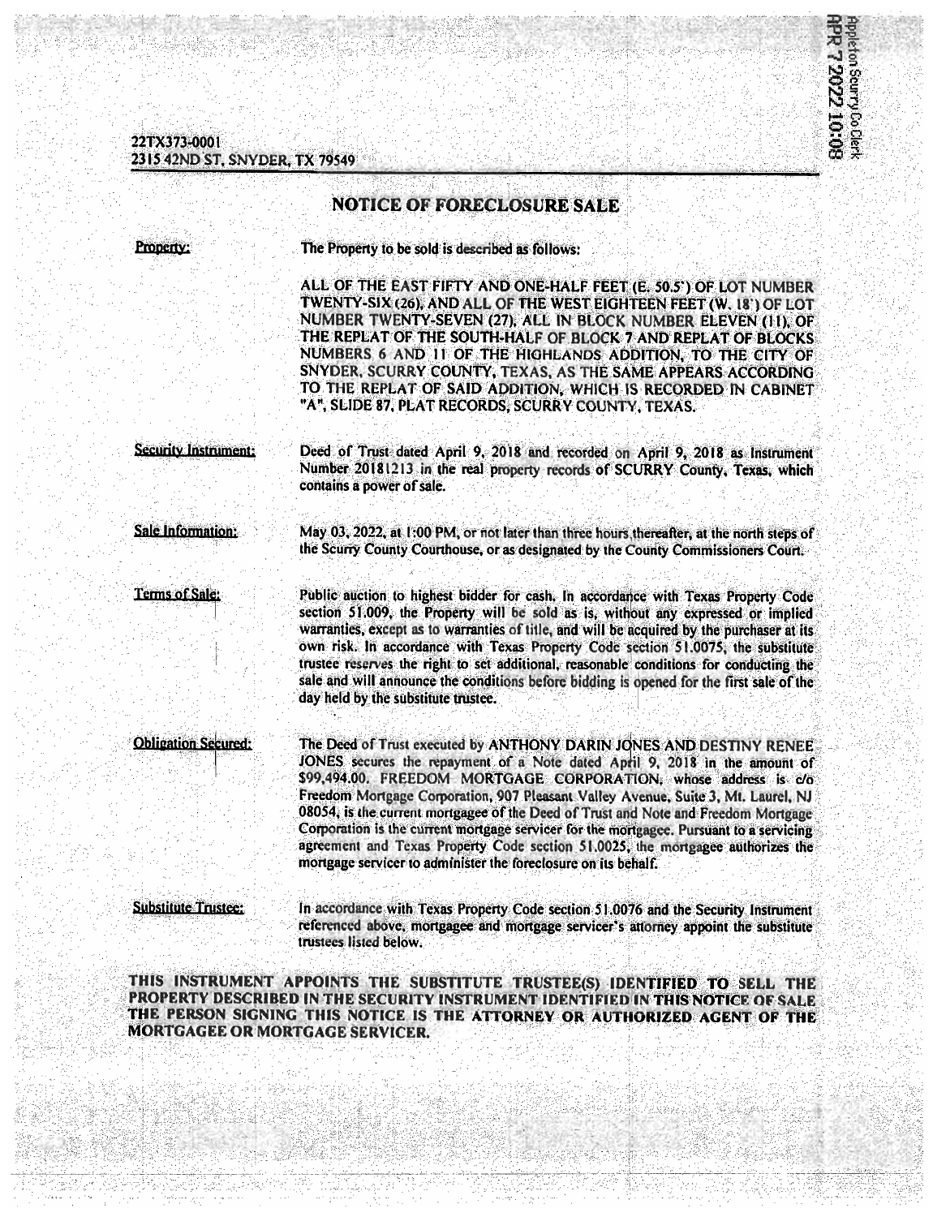Appleton Scurry Co Clerk
APR 7 2022 10:08

22TX373-0001
2315 42ND ST, SNYDER, TX 79549

# NOTICE OF FORECLOSURE SALE

**Property:** The Property to be sold is described as follows:

ALL OF THE EAST FIFTY AND ONE-HALF FEET (E. 50.5') OF LOT NUMBER TWENTY-SIX (26), AND ALL OF THE WEST EIGHTEEN FEET (W. 18') OF LOT NUMBER TWENTY-SEVEN (27), ALL IN BLOCK NUMBER ELEVEN (11), OF THE REPLAT OF THE SOUTH-HALF OF BLOCK 7 AND REPLAT OF BLOCKS NUMBERS 6 AND 11 OF THE HIGHLANDS ADDITION, TO THE CITY OF SNYDER, SCURRY COUNTY, TEXAS, AS THE SAME APPEARS ACCORDING TO THE REPLAT OF SAID ADDITION, WHICH IS RECORDED IN CABINET "A", SLIDE 87, PLAT RECORDS, SCURRY COUNTY, TEXAS.

**Security Instrument:** Deed of Trust dated April 9, 2018 and recorded on April 9, 2018 as Instrument Number 20181213 in the real property records of SCURRY County, Texas, which contains a power of sale.

**Sale Information:** May 03, 2022, at 1:00 PM, or not later than three hours thereafter, at the north steps of the Scurry County Courthouse, or as designated by the County Commissioners Court.

**Terms of Sale:** Public auction to highest bidder for cash. In accordance with Texas Property Code section 51.009, the Property will be sold as is, without any expressed or implied warranties, except as to warranties of title, and will be acquired by the purchaser at its own risk. In accordance with Texas Property Code section 51.0075, the substitute trustee reserves the right to set additional, reasonable conditions for conducting the sale and will announce the conditions before bidding is opened for the first sale of the day held by the substitute trustee.

**Obligation Secured:** The Deed of Trust executed by ANTHONY DARIN JONES AND DESTINY RENEE JONES secures the repayment of a Note dated April 9, 2018 in the amount of $99,494.00. FREEDOM MORTGAGE CORPORATION, whose address is c/o Freedom Mortgage Corporation, 907 Pleasant Valley Avenue, Suite 3, Mt. Laurel, NJ 08054, is the current mortgagee of the Deed of Trust and Note and Freedom Mortgage Corporation is the current mortgage servicer for the mortgagee. Pursuant to a servicing agreement and Texas Property Code section 51.0025, the mortgagee authorizes the mortgage servicer to administer the foreclosure on its behalf.

**Substitute Trustee:** In accordance with Texas Property Code section 51.0076 and the Security Instrument referenced above, mortgagee and mortgage servicer's attorney appoint the substitute trustees listed below.

**THIS INSTRUMENT APPOINTS THE SUBSTITUTE TRUSTEE(S) IDENTIFIED TO SELL THE PROPERTY DESCRIBED IN THE SECURITY INSTRUMENT IDENTIFIED IN THIS NOTICE OF SALE THE PERSON SIGNING THIS NOTICE IS THE ATTORNEY OR AUTHORIZED AGENT OF THE MORTGAGEE OR MORTGAGE SERVICER.**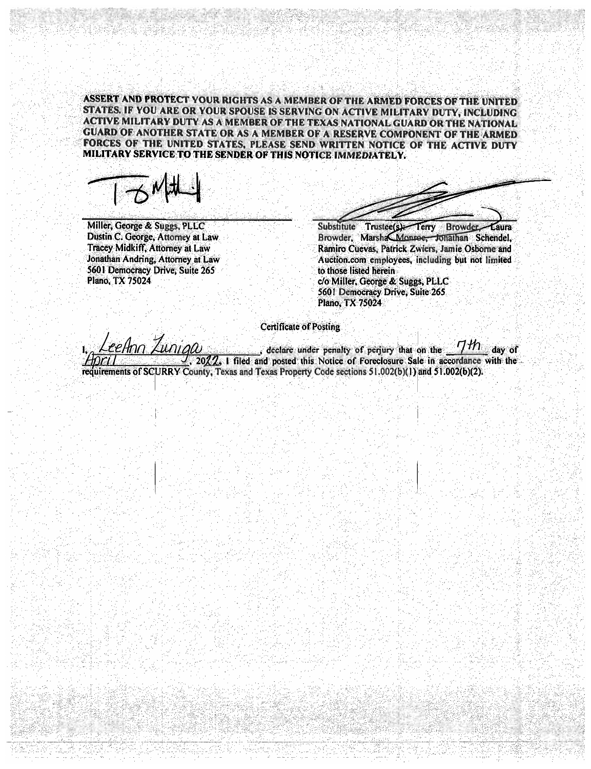**ASSERT AND PROTECT YOUR RIGHTS AS A MEMBER OF THE ARMED FORCES OF THE UNITED STATES. IF YOU ARE OR YOUR SPOUSE IS SERVING ON ACTIVE MILITARY DUTY, INCLUDING ACTIVE MILITARY DUTY AS A MEMBER OF THE TEXAS NATIONAL GUARD OR THE NATIONAL GUARD OF ANOTHER STATE OR AS A MEMBER OF A RESERVE COMPONENT OF THE ARMED FORCES OF THE UNITED STATES, PLEASE SEND WRITTEN NOTICE OF THE ACTIVE DUTY MILITARY SERVICE TO THE SENDER OF THIS NOTICE IMMEDIATELY.**

Miller, George & Suggs, PLLC
Dustin C. George, Attorney at Law
Tracey Midkiff, Attorney at Law
Jonathan Andring, Attorney at Law
5601 Democracy Drive, Suite 265
Plano, TX 75024

Substitute Trustee(s): Terry Browder, Laura Browder, Marsha Monroe, Jonathan Schendel, Ramiro Cuevas, Patrick Zwiers, Jamie Osborne and Auction.com employees, including but not limited to those listed herein
c/o Miller, George & Suggs, PLLC
5601 Democracy Drive, Suite 265
Plano, TX 75024

Certificate of Posting

I, LeeAnn Zuniga, declare under penalty of perjury that on the 7th day of April, 2022, I filed and posted this Notice of Foreclosure Sale in accordance with the requirements of SCURRY County, Texas and Texas Property Code sections 51.002(b)(1) and 51.002(b)(2).